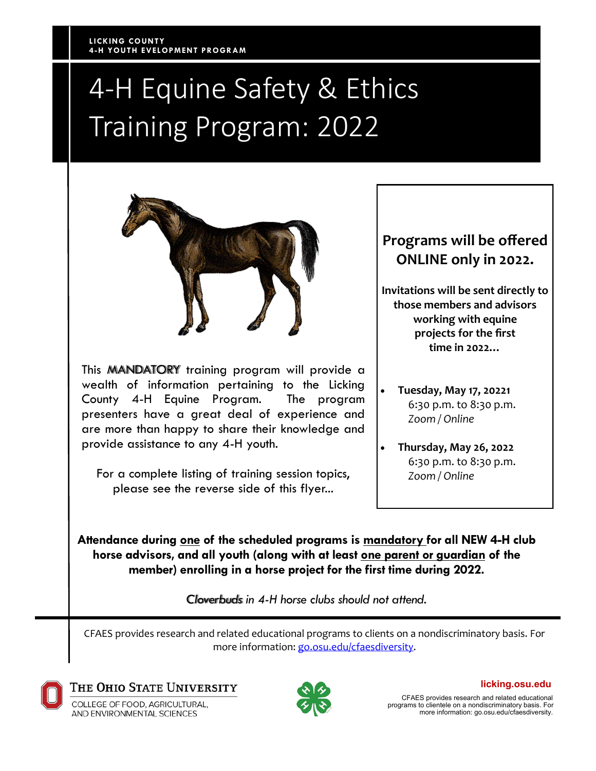LICKING COUNTY
4-H YOUTH EVELOPMENT PROGRAM

# 4-H Equine Safety & Ethics Training Program: 2022

This **MANDATORY** training program will provide a wealth of information pertaining to the Licking County 4-H Equine Program. The program presenters have a great deal of experience and are more than happy to share their knowledge and provide assistance to any 4-H youth.

For a complete listing of training session topics, please see the reverse side of this flyer...

**Programs will be offered ONLINE only in 2022.**

**Invitations will be sent directly to those members and advisors working with equine projects for the first time in 2022...**

- **Tuesday, May 17, 20221**
  6:30 p.m. to 8:30 p.m.
  *Zoom / Online*
- **Thursday, May 26, 2022**
  6:30 p.m. to 8:30 p.m.
  *Zoom / Online*

**Attendance during <u>one</u> of the scheduled programs is <u>mandatory</u> for all NEW 4-H club horse advisors, and all youth (along with at least <u>one parent or guardian</u> of the member) enrolling in a horse project for the first time during 2022.**

*Cloverbuds in 4-H horse clubs should not attend.*

CFAES provides research and related educational programs to clients on a nondiscriminatory basis. For more information: go.osu.edu/cfaesdiversity.

The Ohio State University
College of Food, Agricultural, and Environmental Sciences

licking.osu.edu

CFAES provides research and related educational programs to clientele on a nondiscriminatory basis. For more information: go.osu.edu/cfaesdiversity.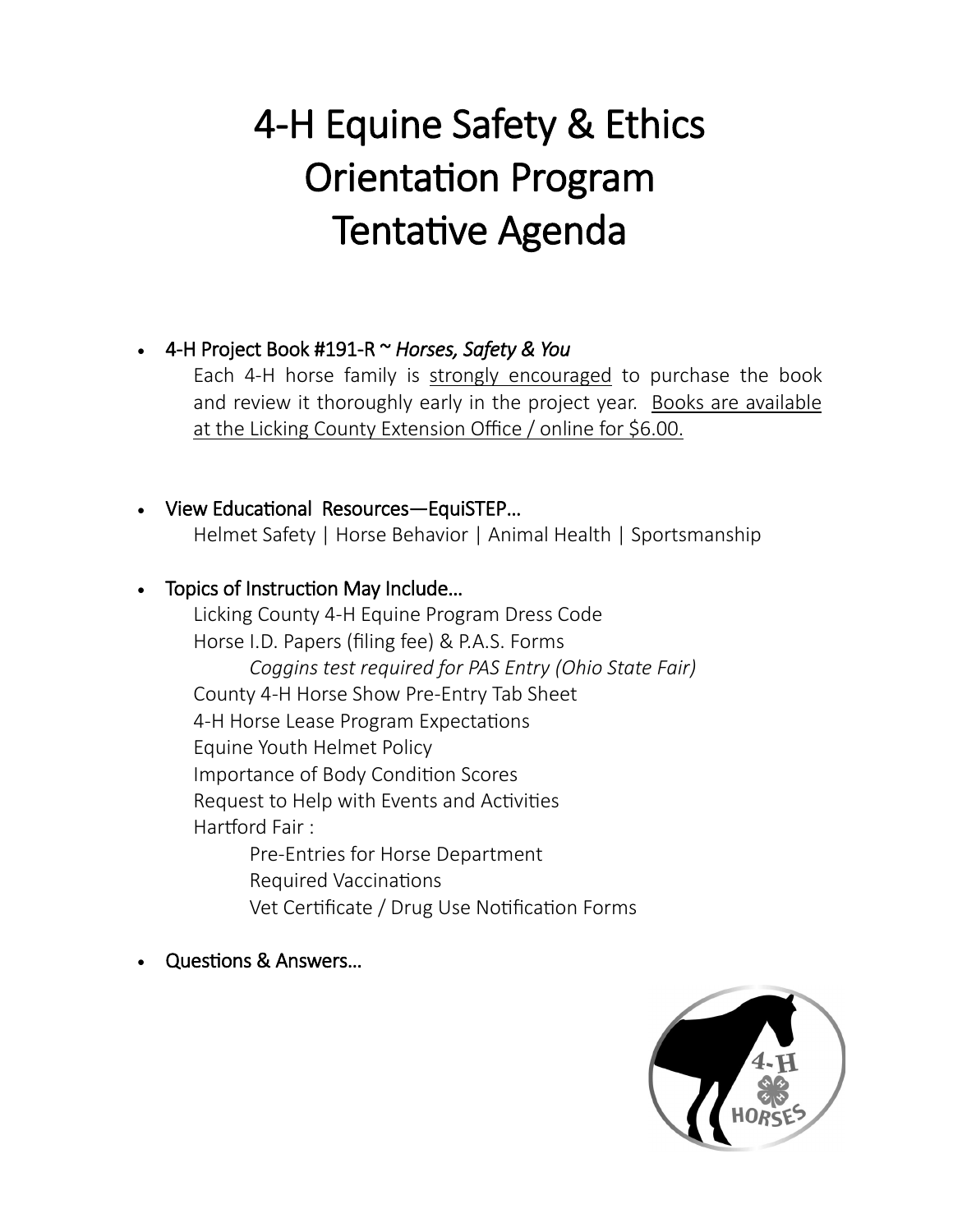# 4-H Equine Safety & Ethics Orientation Program Tentative Agenda

- **4-H Project Book #191-R ~ *Horses, Safety & You***

  Each 4-H horse family is strongly encouraged to purchase the book and review it thoroughly early in the project year. Books are available at the Licking County Extension Office / online for $6.00.

- **View Educational Resources—EquiSTEP…**

  Helmet Safety | Horse Behavior | Animal Health | Sportsmanship

- **Topics of Instruction May Include…**

  Licking County 4-H Equine Program Dress Code
  Horse I.D. Papers (filing fee) & P.A.S. Forms
    *Coggins test required for PAS Entry (Ohio State Fair)*
  County 4-H Horse Show Pre-Entry Tab Sheet
  4-H Horse Lease Program Expectations
  Equine Youth Helmet Policy
  Importance of Body Condition Scores
  Request to Help with Events and Activities
  Hartford Fair :
    Pre-Entries for Horse Department
    Required Vaccinations
    Vet Certificate / Drug Use Notification Forms

- **Questions & Answers…**